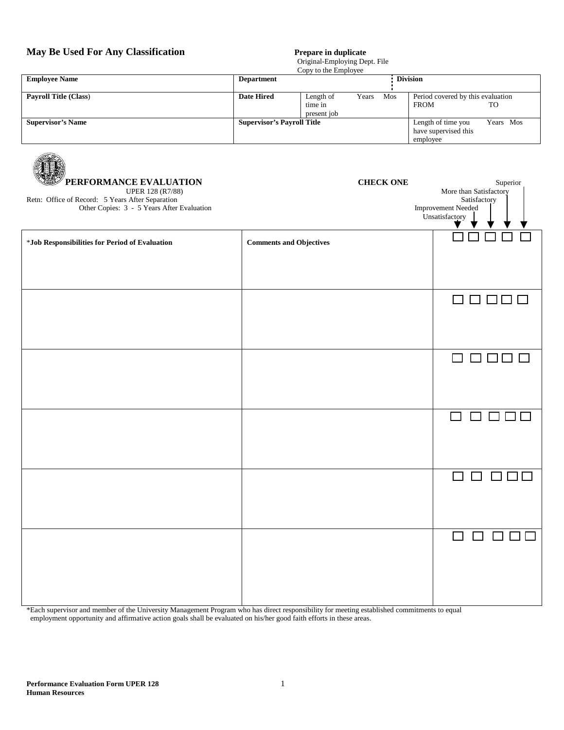**May Be Used For Any Classification**

**Prepare in duplicate**
Original-Employing Dept. File
Copy to the Employee

| **Employee Name** | **Department** | | **Division** |
|---|---|---|---|
| **Payroll Title (Class)** | **Date Hired** | Length of time in present job Years Mos | Period covered by this evaluation FROM TO |
| **Supervisor's Name** | **Supervisor's Payroll Title** | | Length of time you have supervised this employee Years Mos |

# PERFORMANCE EVALUATION

UPER 128 (R7/88)
Retn: Office of Record: 5 Years After Separation
Other Copies: 3 - 5 Years After Evaluation

**CHECK ONE**

| *Job Responsibilities for Period of Evaluation | Comments and Objectives | Unsatisfactory | Improvement Needed | Satisfactory | More than Satisfactory | Superior |
|---|---|---|---|---|---|---|
| | | ☐ | ☐ | ☐ | ☐ | ☐ |
| | | ☐ | ☐ | ☐ | ☐ | ☐ |
| | | ☐ | ☐ | ☐ | ☐ | ☐ |
| | | ☐ | ☐ | ☐ | ☐ | ☐ |
| | | ☐ | ☐ | ☐ | ☐ | ☐ |
| | | ☐ | ☐ | ☐ | ☐ | ☐ |

*Each supervisor and member of the University Management Program who has direct responsibility for meeting established commitments to equal employment opportunity and affirmative action goals shall be evaluated on his/her good faith efforts in these areas.

**Performance Evaluation Form UPER 128**
**Human Resources**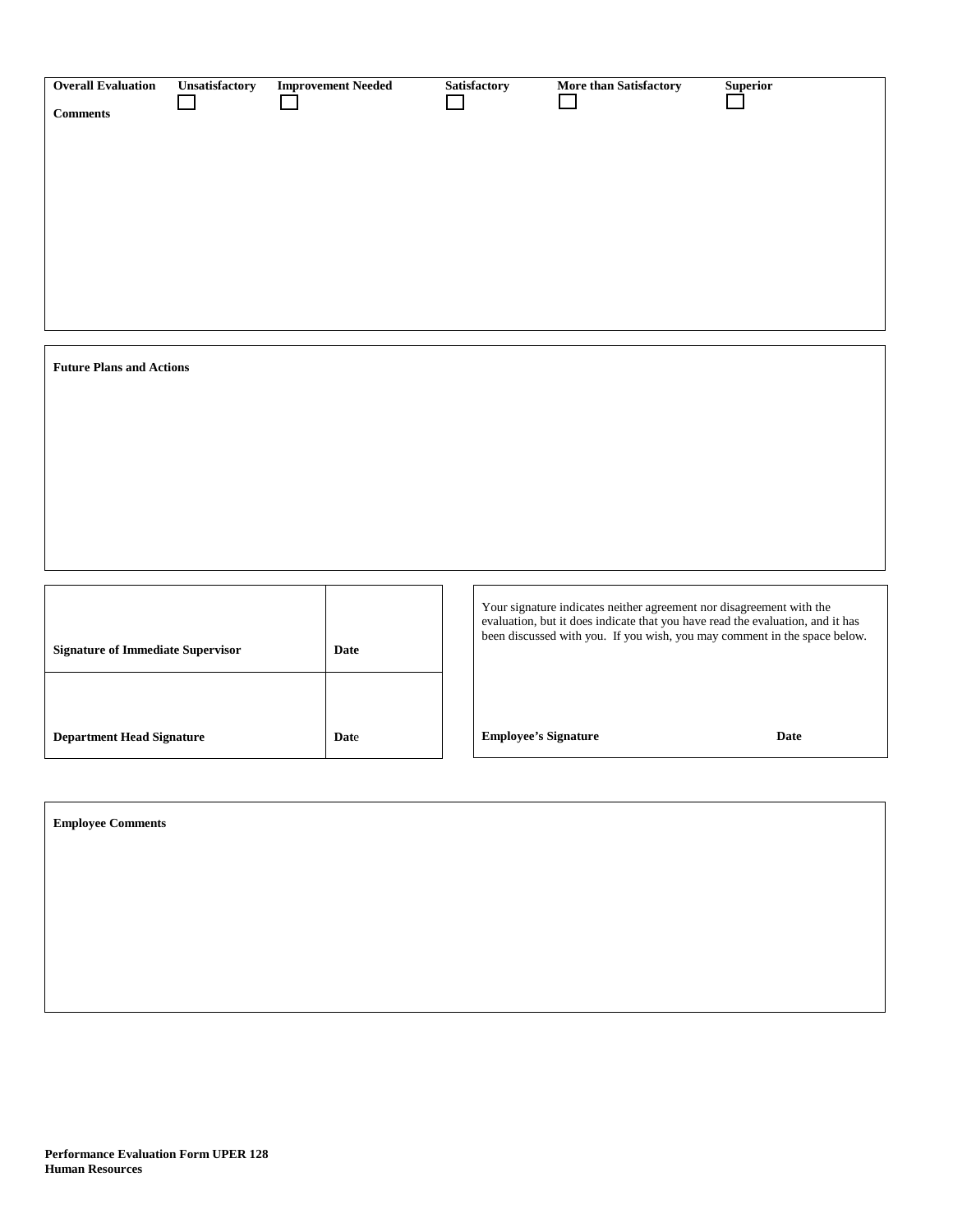| **Overall Evaluation** | **Unsatisfactory** | **Improvement Needed** | **Satisfactory** | **More than Satisfactory** | **Superior** |
|---|---|---|---|---|---|
| | ☐ | ☐ | ☐ | ☐ | ☐ |

**Comments**

**Future Plans and Actions**

| | |
|---|---|
| **Signature of Immediate Supervisor** | **Date** |
| **Department Head Signature** | **Date** |

Your signature indicates neither agreement nor disagreement with the evaluation, but it does indicate that you have read the evaluation, and it has been discussed with you. If you wish, you may comment in the space below.

| | |
|---|---|
| **Employee's Signature** | **Date** |

**Employee Comments**

**Performance Evaluation Form UPER 128**
**Human Resources**